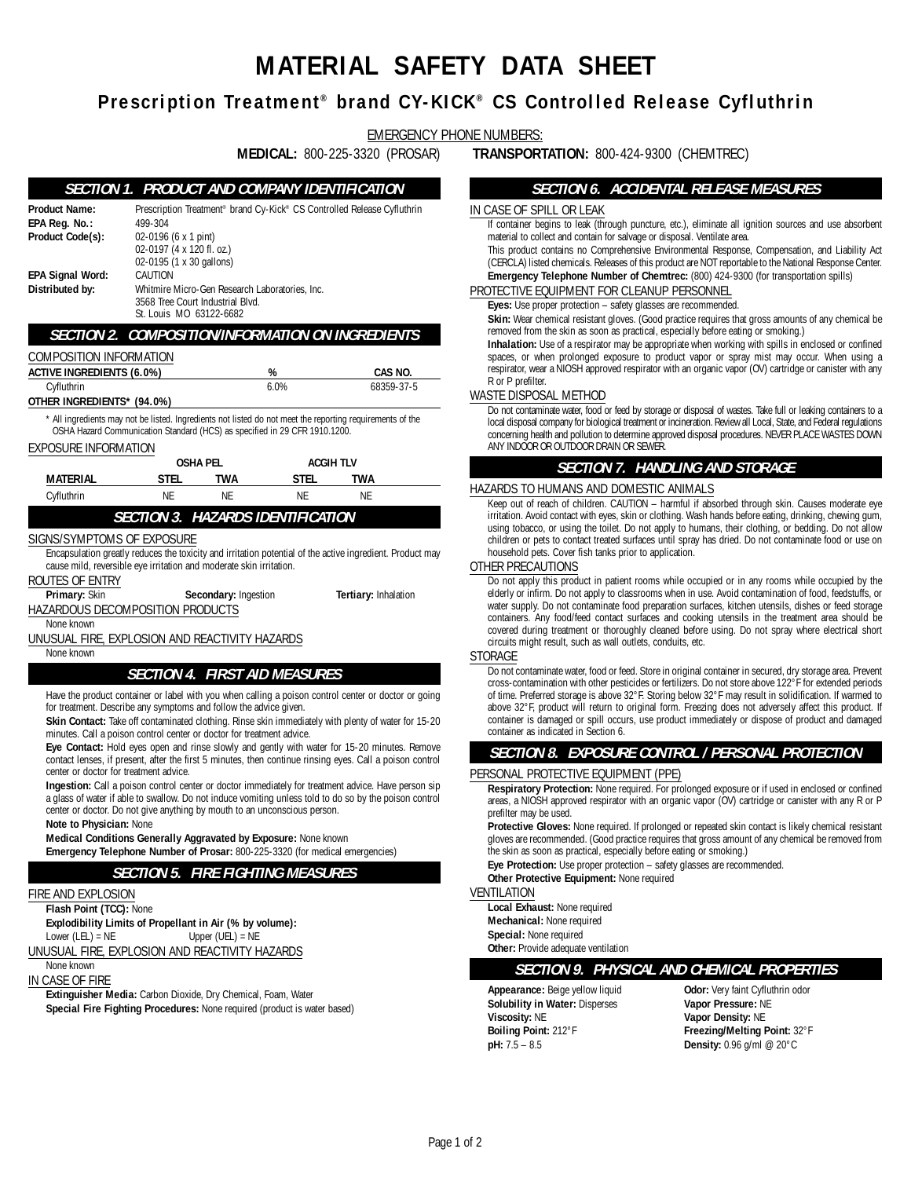# MATERIAL SAFETY DATA SHEET

## Prescription Treatment® brand CY-KICK® CS Controlled Release Cyfluthrin

EMERGENCY PHONE NUMBERS:

**MEDICAL:** 800-225-3320 (PROSAR) **TRANSPORTATION:** 800-424-9300 (CHEMTREC)

### SECTION 1. PRODUCT AND COMPANY IDENTIFICATION

**Product Name:** Prescription Treatment® brand Cy-Kick® CS Controlled Release Cyfluthrin

**EPA Reg. No.:** 499-304

**Product Code(s):** 02-0196 (6 x 1 pint)
02-0197 (4 x 120 fl. oz.)
02-0195 (1 x 30 gallons)

**EPA Signal Word:** CAUTION

**Distributed by:** Whitmire Micro-Gen Research Laboratories, Inc.
3568 Tree Court Industrial Blvd.
St. Louis MO 63122-6682

### SECTION 2. COMPOSITION/INFORMATION ON INGREDIENTS

COMPOSITION INFORMATION

| ACTIVE INGREDIENTS (6.0%) | % | CAS NO. |
|---|---|---|
| Cyfluthrin | 6.0% | 68359-37-5 |
| **OTHER INGREDIENTS* (94.0%)** | | |

\* All ingredients may not be listed. Ingredients not listed do not meet the reporting requirements of the OSHA Hazard Communication Standard (HCS) as specified in 29 CFR 1910.1200.

EXPOSURE INFORMATION

| | OSHA PEL | | ACGIH TLV | |
|---|---|---|---|---|
| **MATERIAL** | **STEL** | **TWA** | **STEL** | **TWA** |
| Cyfluthrin | NE | NE | NE | NE |

### SECTION 3. HAZARDS IDENTIFICATION

SIGNS/SYMPTOMS OF EXPOSURE

Encapsulation greatly reduces the toxicity and irritation potential of the active ingredient. Product may cause mild, reversible eye irritation and moderate skin irritation.

ROUTES OF ENTRY

**Primary:** Skin **Secondary:** Ingestion **Tertiary:** Inhalation

HAZARDOUS DECOMPOSITION PRODUCTS

None known

UNUSUAL FIRE, EXPLOSION AND REACTIVITY HAZARDS

None known

### SECTION 4. FIRST AID MEASURES

Have the product container or label with you when calling a poison control center or doctor or going for treatment. Describe any symptoms and follow the advice given.

**Skin Contact:** Take off contaminated clothing. Rinse skin immediately with plenty of water for 15-20 minutes. Call a poison control center or doctor for treatment advice.

**Eye Contact:** Hold eyes open and rinse slowly and gently with water for 15-20 minutes. Remove contact lenses, if present, after the first 5 minutes, then continue rinsing eyes. Call a poison control center or doctor for treatment advice.

**Ingestion:** Call a poison control center or doctor immediately for treatment advice. Have person sip a glass of water if able to swallow. Do not induce vomiting unless told to do so by the poison control center or doctor. Do not give anything by mouth to an unconscious person.

**Note to Physician:** None

**Medical Conditions Generally Aggravated by Exposure:** None known

**Emergency Telephone Number of Prosar:** 800-225-3320 (for medical emergencies)

### SECTION 5. FIRE FIGHTING MEASURES

FIRE AND EXPLOSION

**Flash Point (TCC):** None

**Explodibility Limits of Propellant in Air (% by volume):**
Lower (LEL) = NE Upper (UEL) = NE

UNUSUAL FIRE, EXPLOSION AND REACTIVITY HAZARDS

None known

IN CASE OF FIRE

**Extinguisher Media:** Carbon Dioxide, Dry Chemical, Foam, Water

**Special Fire Fighting Procedures:** None required (product is water based)

### SECTION 6. ACCIDENTAL RELEASE MEASURES

IN CASE OF SPILL OR LEAK

If container begins to leak (through puncture, etc.), eliminate all ignition sources and use absorbent material to collect and contain for salvage or disposal. Ventilate area.

This product contains no Comprehensive Environmental Response, Compensation, and Liability Act (CERCLA) listed chemicals. Releases of this product are NOT reportable to the National Response Center.

**Emergency Telephone Number of Chemtrec:** (800) 424-9300 (for transportation spills)

PROTECTIVE EQUIPMENT FOR CLEANUP PERSONNEL

**Eyes:** Use proper protection – safety glasses are recommended.

**Skin:** Wear chemical resistant gloves. (Good practice requires that gross amounts of any chemical be removed from the skin as soon as practical, especially before eating or smoking.)

**Inhalation:** Use of a respirator may be appropriate when working with spills in enclosed or confined spaces, or when prolonged exposure to product vapor or spray mist may occur. When using a respirator, wear a NIOSH approved respirator with an organic vapor (OV) cartridge or canister with any R or P prefilter.

WASTE DISPOSAL METHOD

Do not contaminate water, food or feed by storage or disposal of wastes. Take full or leaking containers to a local disposal company for biological treatment or incineration. Review all Local, State, and Federal regulations concerning health and pollution to determine approved disposal procedures. NEVER PLACE WASTES DOWN ANY INDOOR OR OUTDOOR DRAIN OR SEWER.

### SECTION 7. HANDLING AND STORAGE

HAZARDS TO HUMANS AND DOMESTIC ANIMALS

Keep out of reach of children. CAUTION – harmful if absorbed through skin. Causes moderate eye irritation. Avoid contact with eyes, skin or clothing. Wash hands before eating, drinking, chewing gum, using tobacco, or using the toilet. Do not apply to humans, their clothing, or bedding. Do not allow children or pets to contact treated surfaces until spray has dried. Do not contaminate food or use on household pets. Cover fish tanks prior to application.

OTHER PRECAUTIONS

Do not apply this product in patient rooms while occupied or in any rooms while occupied by the elderly or infirm. Do not apply to classrooms when in use. Avoid contamination of food, feedstuffs, or water supply. Do not contaminate food preparation surfaces, kitchen utensils, dishes or feed storage containers. Any food/feed contact surfaces and cooking utensils in the treatment area should be covered during treatment or thoroughly cleaned before using. Do not spray where electrical short circuits might result, such as wall outlets, conduits, etc.

STORAGE

Do not contaminate water, food or feed. Store in original container in secured, dry storage area. Prevent cross-contamination with other pesticides or fertilizers. Do not store above 122°F for extended periods of time. Preferred storage is above 32°F. Storing below 32°F may result in solidification. If warmed to above 32°F, product will return to original form. Freezing does not adversely affect this product. If container is damaged or spill occurs, use product immediately or dispose of product and damaged container as indicated in Section 6.

### SECTION 8. EXPOSURE CONTROL / PERSONAL PROTECTION

PERSONAL PROTECTIVE EQUIPMENT (PPE)

**Respiratory Protection:** None required. For prolonged exposure or if used in enclosed or confined areas, a NIOSH approved respirator with an organic vapor (OV) cartridge or canister with any R or P prefilter may be used.

**Protective Gloves:** None required. If prolonged or repeated skin contact is likely chemical resistant gloves are recommended. (Good practice requires that gross amount of any chemical be removed from the skin as soon as practical, especially before eating or smoking.)

**Eye Protection:** Use proper protection – safety glasses are recommended.

**Other Protective Equipment:** None required

VENTILATION

**Local Exhaust:** None required

**Mechanical:** None required

**Special:** None required

**Other:** Provide adequate ventilation

### SECTION 9. PHYSICAL AND CHEMICAL PROPERTIES

**Appearance:** Beige yellow liquid

**Odor:** Very faint Cyfluthrin odor

**Solubility in Water:** Disperses

**Vapor Pressure:** NE

**Viscosity:** NE

**Vapor Density:** NE

**Boiling Point:** 212°F

**Freezing/Melting Point:** 32°F

**pH:** 7.5 – 8.5

**Density:** 0.96 g/ml @ 20°C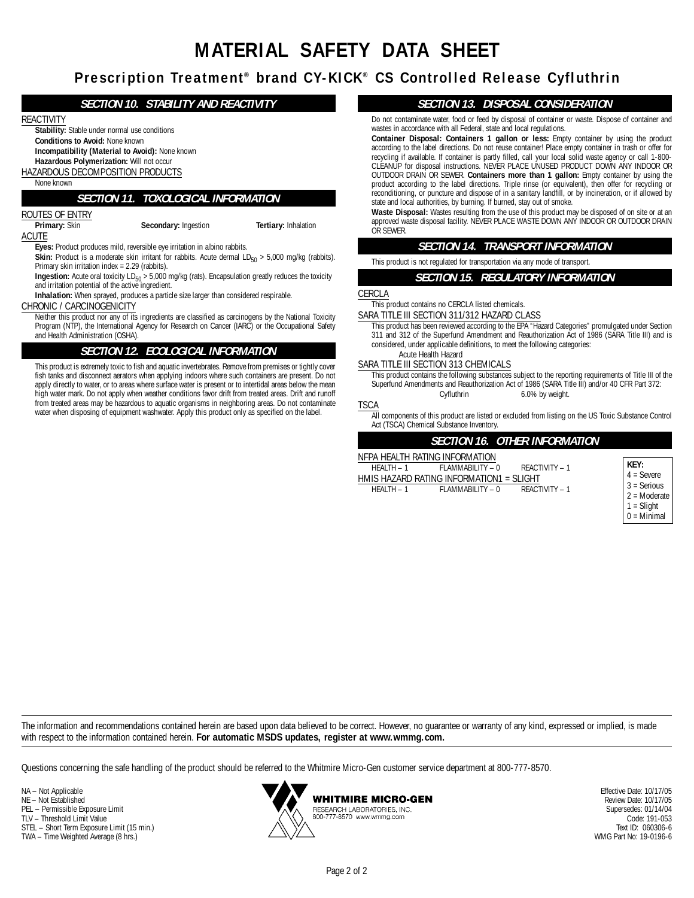# MATERIAL SAFETY DATA SHEET

## Prescription Treatment® brand CY-KICK® CS Controlled Release Cyfluthrin

### SECTION 10. STABILITY AND REACTIVITY

REACTIVITY

**Stability:** Stable under normal use conditions
**Conditions to Avoid:** None known
**Incompatibility (Material to Avoid):** None known
**Hazardous Polymerization:** Will not occur

HAZARDOUS DECOMPOSITION PRODUCTS

None known

### SECTION 11. TOXOLOGICAL INFORMATION

ROUTES OF ENTRY

**Primary:** Skin  **Secondary:** Ingestion  **Tertiary:** Inhalation

ACUTE

**Eyes:** Product produces mild, reversible eye irritation in albino rabbits.

**Skin:** Product is a moderate skin irritant for rabbits. Acute dermal $LD_{50}$ > 5,000 mg/kg (rabbits). Primary skin irritation index = 2.29 (rabbits).

**Ingestion:** Acute oral toxicity $LD_{50}$ > 5,000 mg/kg (rats). Encapsulation greatly reduces the toxicity and irritation potential of the active ingredient.

**Inhalation:** When sprayed, produces a particle size larger than considered respirable.

CHRONIC / CARCINOGENICITY

Neither this product nor any of its ingredients are classified as carcinogens by the National Toxicity Program (NTP), the International Agency for Research on Cancer (IARC) or the Occupational Safety and Health Administration (OSHA).

### SECTION 12. ECOLOGICAL INFORMATION

This product is extremely toxic to fish and aquatic invertebrates. Remove from premises or tightly cover fish tanks and disconnect aerators when applying indoors where such containers are present. Do not apply directly to water, or to areas where surface water is present or to intertidal areas below the mean high water mark. Do not apply when weather conditions favor drift from treated areas. Drift and runoff from treated areas may be hazardous to aquatic organisms in neighboring areas. Do not contaminate water when disposing of equipment washwater. Apply this product only as specified on the label.

### SECTION 13. DISPOSAL CONSIDERATION

Do not contaminate water, food or feed by disposal of container or waste. Dispose of container and wastes in accordance with all Federal, state and local regulations.

**Container Disposal: Containers 1 gallon or less:** Empty container by using the product according to the label directions. Do not reuse container! Place empty container in trash or offer for recycling if available. If container is partly filled, call your local solid waste agency or call 1-800-CLEANUP for disposal instructions. NEVER PLACE UNUSED PRODUCT DOWN ANY INDOOR OR OUTDOOR DRAIN OR SEWER. **Containers more than 1 gallon:** Empty container by using the product according to the label directions. Triple rinse (or equivalent), then offer for recycling or reconditioning, or puncture and dispose of in a sanitary landfill, or by incineration, or if allowed by state and local authorities, by burning. If burned, stay out of smoke.

**Waste Disposal:** Wastes resulting from the use of this product may be disposed of on site or at an approved waste disposal facility. NEVER PLACE WASTE DOWN ANY INDOOR OR OUTDOOR DRAIN OR SEWER.

### SECTION 14. TRANSPORT INFORMATION

This product is not regulated for transportation via any mode of transport.

### SECTION 15. REGULATORY INFORMATION

CERCLA

This product contains no CERCLA listed chemicals.

SARA TITLE III SECTION 311/312 HAZARD CLASS

This product has been reviewed according to the EPA "Hazard Categories" promulgated under Section 311 and 312 of the Superfund Amendment and Reauthorization Act of 1986 (SARA Title III) and is considered, under applicable definitions, to meet the following categories:

Acute Health Hazard

SARA TITLE III SECTION 313 CHEMICALS

This product contains the following substances subject to the reporting requirements of Title III of the Superfund Amendments and Reauthorization Act of 1986 (SARA Title III) and/or 40 CFR Part 372:

Cyfluthrin  6.0% by weight.

TSCA

All components of this product are listed or excluded from listing on the US Toxic Substance Control Act (TSCA) Chemical Substance Inventory.

### SECTION 16. OTHER INFORMATION

NFPA HEALTH RATING INFORMATION

HEALTH – 1  FLAMMABILITY – 0  REACTIVITY – 1

HMIS HAZARD RATING INFORMATION1 = SLIGHT

HEALTH – 1  FLAMMABILITY – 0  REACTIVITY – 1

**KEY:**
4 = Severe
3 = Serious
2 = Moderate
1 = Slight
0 = Minimal

---

The information and recommendations contained herein are based upon data believed to be correct. However, no guarantee or warranty of any kind, expressed or implied, is made with respect to the information contained herein. **For automatic MSDS updates, register at www.wmmg.com.**

Questions concerning the safe handling of the product should be referred to the Whitmire Micro-Gen customer service department at 800-777-8570.

NA – Not Applicable
NE – Not Established
PEL – Permissible Exposure Limit
TLV – Threshold Limit Value
STEL – Short Term Exposure Limit (15 min.)
TWA – Time Weighted Average (8 hrs.)

**WHITMIRE MICRO-GEN**
RESEARCH LABORATORIES, INC.
800-777-8570 www.wmmg.com

Effective Date: 10/17/05
Review Date: 10/17/05
Supersedes: 01/14/04
Code: 191-053
Text ID: 060306-6
WMG Part No: 19-0196-6